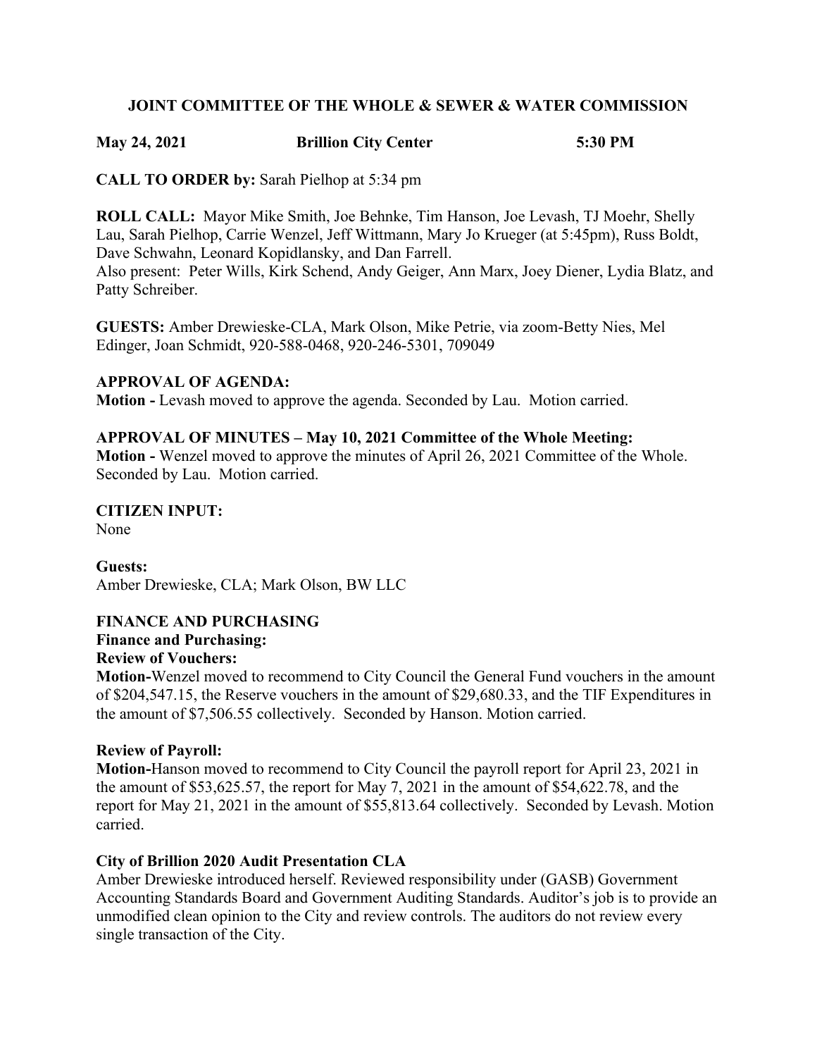**JOINT COMMITTEE OF THE WHOLE & SEWER & WATER COMMISSION**

**May 24, 2021 Brillion City Center 5:30 PM**

**CALL TO ORDER by:** Sarah Pielhop at 5:34 pm

**ROLL CALL:** Mayor Mike Smith, Joe Behnke, Tim Hanson, Joe Levash, TJ Moehr, Shelly Lau, Sarah Pielhop, Carrie Wenzel, Jeff Wittmann, Mary Jo Krueger (at 5:45pm), Russ Boldt, Dave Schwahn, Leonard Kopidlansky, and Dan Farrell.
Also present: Peter Wills, Kirk Schend, Andy Geiger, Ann Marx, Joey Diener, Lydia Blatz, and Patty Schreiber.

**GUESTS:** Amber Drewieske-CLA, Mark Olson, Mike Petrie, via zoom-Betty Nies, Mel Edinger, Joan Schmidt, 920-588-0468, 920-246-5301, 709049

**APPROVAL OF AGENDA:**
**Motion -** Levash moved to approve the agenda. Seconded by Lau. Motion carried.

**APPROVAL OF MINUTES – May 10, 2021 Committee of the Whole Meeting:**
**Motion -** Wenzel moved to approve the minutes of April 26, 2021 Committee of the Whole. Seconded by Lau. Motion carried.

**CITIZEN INPUT:**
None

**Guests:**
Amber Drewieske, CLA; Mark Olson, BW LLC

**FINANCE AND PURCHASING**
**Finance and Purchasing:**
**Review of Vouchers:**
**Motion-**Wenzel moved to recommend to City Council the General Fund vouchers in the amount of $204,547.15, the Reserve vouchers in the amount of $29,680.33, and the TIF Expenditures in the amount of $7,506.55 collectively. Seconded by Hanson. Motion carried.

**Review of Payroll:**
**Motion-**Hanson moved to recommend to City Council the payroll report for April 23, 2021 in the amount of $53,625.57, the report for May 7, 2021 in the amount of $54,622.78, and the report for May 21, 2021 in the amount of $55,813.64 collectively. Seconded by Levash. Motion carried.

**City of Brillion 2020 Audit Presentation CLA**
Amber Drewieske introduced herself. Reviewed responsibility under (GASB) Government Accounting Standards Board and Government Auditing Standards. Auditor's job is to provide an unmodified clean opinion to the City and review controls. The auditors do not review every single transaction of the City.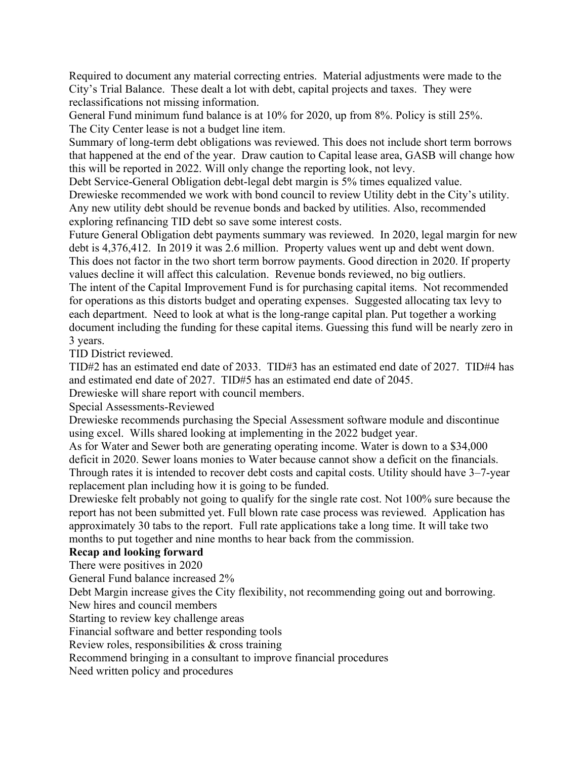Required to document any material correcting entries. Material adjustments were made to the City's Trial Balance. These dealt a lot with debt, capital projects and taxes. They were reclassifications not missing information.

General Fund minimum fund balance is at 10% for 2020, up from 8%. Policy is still 25%.

The City Center lease is not a budget line item.

Summary of long-term debt obligations was reviewed. This does not include short term borrows that happened at the end of the year. Draw caution to Capital lease area, GASB will change how this will be reported in 2022. Will only change the reporting look, not levy.

Debt Service-General Obligation debt-legal debt margin is 5% times equalized value.

Drewieske recommended we work with bond council to review Utility debt in the City's utility. Any new utility debt should be revenue bonds and backed by utilities. Also, recommended exploring refinancing TID debt so save some interest costs.

Future General Obligation debt payments summary was reviewed. In 2020, legal margin for new debt is 4,376,412. In 2019 it was 2.6 million. Property values went up and debt went down. This does not factor in the two short term borrow payments. Good direction in 2020. If property values decline it will affect this calculation. Revenue bonds reviewed, no big outliers.

The intent of the Capital Improvement Fund is for purchasing capital items. Not recommended for operations as this distorts budget and operating expenses. Suggested allocating tax levy to each department. Need to look at what is the long-range capital plan. Put together a working document including the funding for these capital items. Guessing this fund will be nearly zero in 3 years.

TID District reviewed.

TID#2 has an estimated end date of 2033. TID#3 has an estimated end date of 2027. TID#4 has and estimated end date of 2027. TID#5 has an estimated end date of 2045.

Drewieske will share report with council members.

Special Assessments-Reviewed

Drewieske recommends purchasing the Special Assessment software module and discontinue using excel. Wills shared looking at implementing in the 2022 budget year.

As for Water and Sewer both are generating operating income. Water is down to a $34,000 deficit in 2020. Sewer loans monies to Water because cannot show a deficit on the financials. Through rates it is intended to recover debt costs and capital costs. Utility should have 3–7-year replacement plan including how it is going to be funded.

Drewieske felt probably not going to qualify for the single rate cost. Not 100% sure because the report has not been submitted yet. Full blown rate case process was reviewed. Application has approximately 30 tabs to the report. Full rate applications take a long time. It will take two months to put together and nine months to hear back from the commission.

**Recap and looking forward**

There were positives in 2020

General Fund balance increased 2%

Debt Margin increase gives the City flexibility, not recommending going out and borrowing.

New hires and council members

Starting to review key challenge areas

Financial software and better responding tools

Review roles, responsibilities & cross training

Recommend bringing in a consultant to improve financial procedures

Need written policy and procedures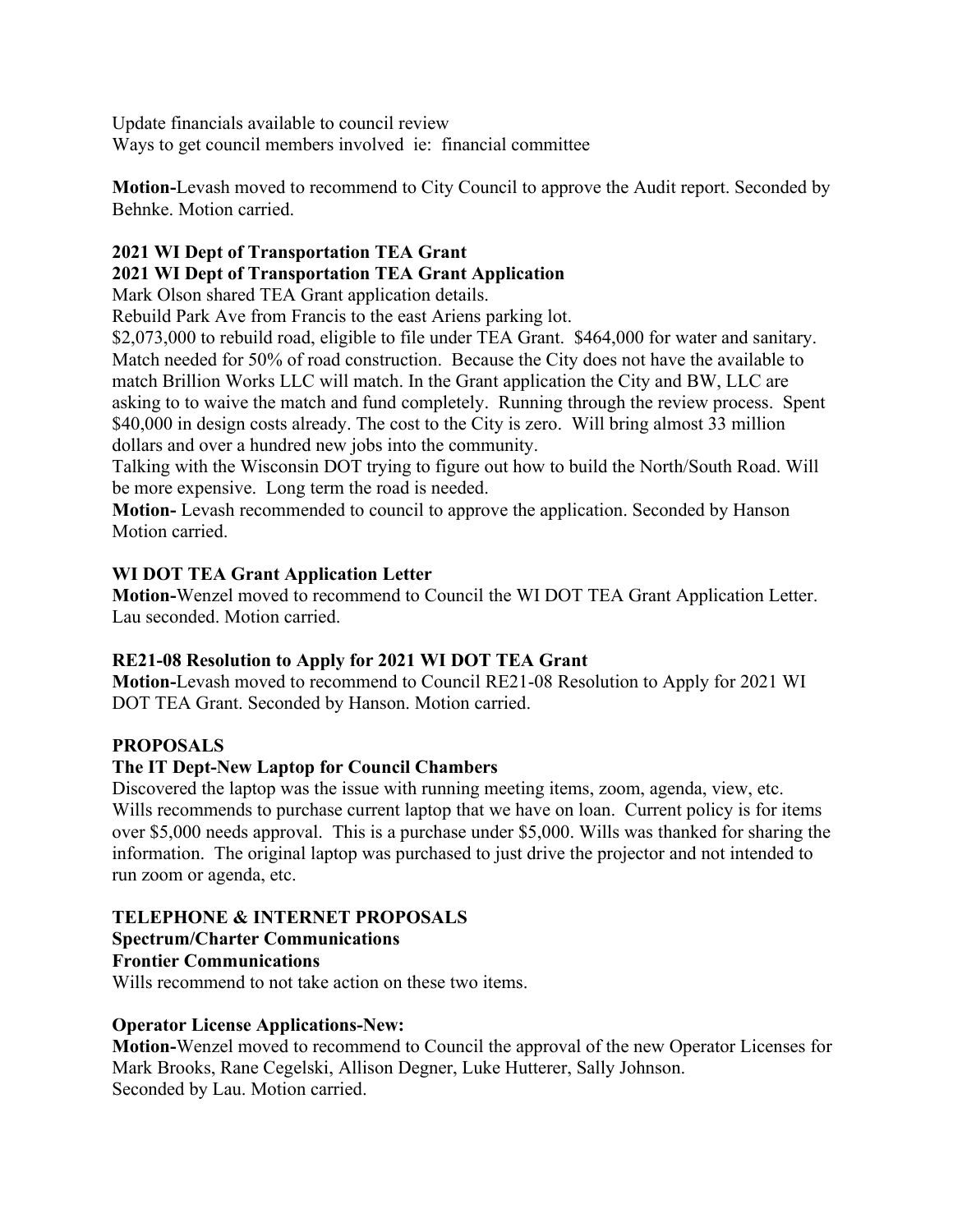Update financials available to council review
Ways to get council members involved ie: financial committee

**Motion-**Levash moved to recommend to City Council to approve the Audit report. Seconded by Behnke. Motion carried.

**2021 WI Dept of Transportation TEA Grant**
**2021 WI Dept of Transportation TEA Grant Application**

Mark Olson shared TEA Grant application details.
Rebuild Park Ave from Francis to the east Ariens parking lot.
$2,073,000 to rebuild road, eligible to file under TEA Grant. $464,000 for water and sanitary. Match needed for 50% of road construction. Because the City does not have the available to match Brillion Works LLC will match. In the Grant application the City and BW, LLC are asking to to waive the match and fund completely. Running through the review process. Spent $40,000 in design costs already. The cost to the City is zero. Will bring almost 33 million dollars and over a hundred new jobs into the community.
Talking with the Wisconsin DOT trying to figure out how to build the North/South Road. Will be more expensive. Long term the road is needed.
**Motion-** Levash recommended to council to approve the application. Seconded by Hanson Motion carried.

**WI DOT TEA Grant Application Letter**

**Motion-**Wenzel moved to recommend to Council the WI DOT TEA Grant Application Letter. Lau seconded. Motion carried.

**RE21-08 Resolution to Apply for 2021 WI DOT TEA Grant**

**Motion-**Levash moved to recommend to Council RE21-08 Resolution to Apply for 2021 WI DOT TEA Grant. Seconded by Hanson. Motion carried.

**PROPOSALS**

**The IT Dept-New Laptop for Council Chambers**

Discovered the laptop was the issue with running meeting items, zoom, agenda, view, etc. Wills recommends to purchase current laptop that we have on loan. Current policy is for items over $5,000 needs approval. This is a purchase under $5,000. Wills was thanked for sharing the information. The original laptop was purchased to just drive the projector and not intended to run zoom or agenda, etc.

**TELEPHONE & INTERNET PROPOSALS**
**Spectrum/Charter Communications**
**Frontier Communications**

Wills recommend to not take action on these two items.

**Operator License Applications-New:**

**Motion-**Wenzel moved to recommend to Council the approval of the new Operator Licenses for Mark Brooks, Rane Cegelski, Allison Degner, Luke Hutterer, Sally Johnson.
Seconded by Lau. Motion carried.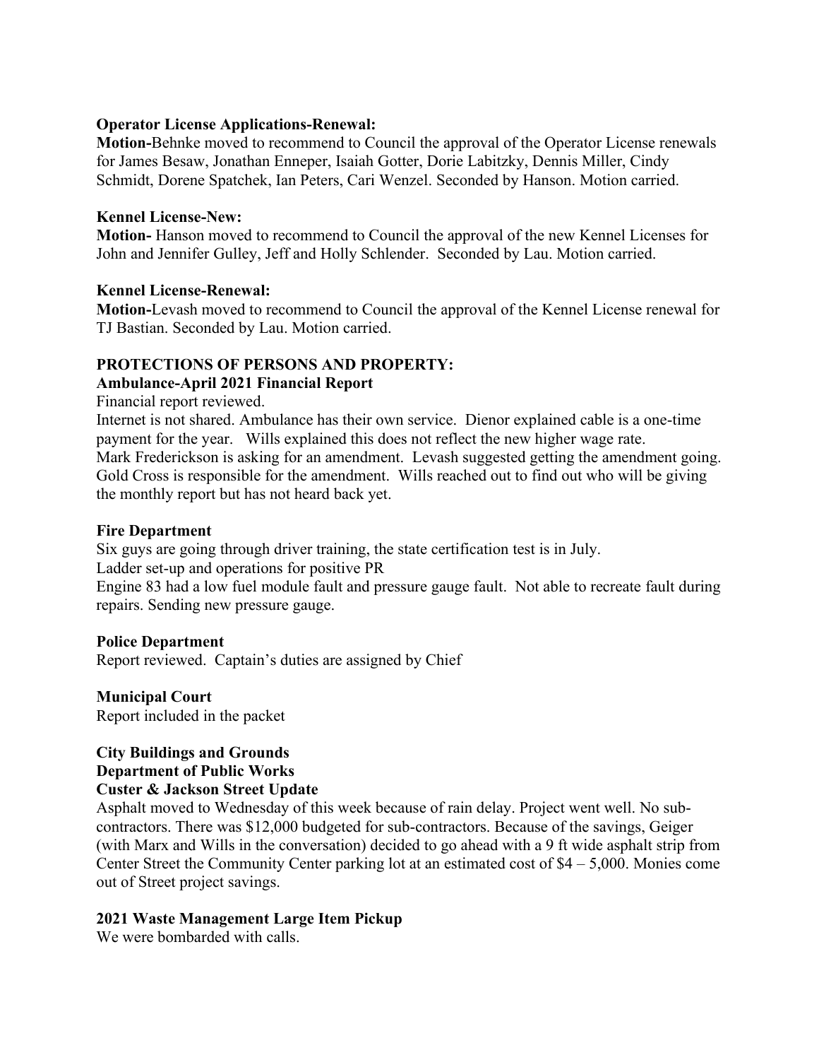**Operator License Applications-Renewal:**

**Motion-**Behnke moved to recommend to Council the approval of the Operator License renewals for James Besaw, Jonathan Enneper, Isaiah Gotter, Dorie Labitzky, Dennis Miller, Cindy Schmidt, Dorene Spatchek, Ian Peters, Cari Wenzel. Seconded by Hanson. Motion carried.

**Kennel License-New:**

**Motion-** Hanson moved to recommend to Council the approval of the new Kennel Licenses for John and Jennifer Gulley, Jeff and Holly Schlender. Seconded by Lau. Motion carried.

**Kennel License-Renewal:**

**Motion-**Levash moved to recommend to Council the approval of the Kennel License renewal for TJ Bastian. Seconded by Lau. Motion carried.

**PROTECTIONS OF PERSONS AND PROPERTY:**

**Ambulance-April 2021 Financial Report**

Financial report reviewed.

Internet is not shared. Ambulance has their own service. Dienor explained cable is a one-time payment for the year. Wills explained this does not reflect the new higher wage rate.

Mark Frederickson is asking for an amendment. Levash suggested getting the amendment going. Gold Cross is responsible for the amendment. Wills reached out to find out who will be giving the monthly report but has not heard back yet.

**Fire Department**

Six guys are going through driver training, the state certification test is in July.

Ladder set-up and operations for positive PR

Engine 83 had a low fuel module fault and pressure gauge fault. Not able to recreate fault during repairs. Sending new pressure gauge.

**Police Department**

Report reviewed. Captain's duties are assigned by Chief

**Municipal Court**

Report included in the packet

**City Buildings and Grounds**

**Department of Public Works**

**Custer & Jackson Street Update**

Asphalt moved to Wednesday of this week because of rain delay. Project went well. No sub-contractors. There was $12,000 budgeted for sub-contractors. Because of the savings, Geiger (with Marx and Wills in the conversation) decided to go ahead with a 9 ft wide asphalt strip from Center Street the Community Center parking lot at an estimated cost of $4 – 5,000. Monies come out of Street project savings.

**2021 Waste Management Large Item Pickup**

We were bombarded with calls.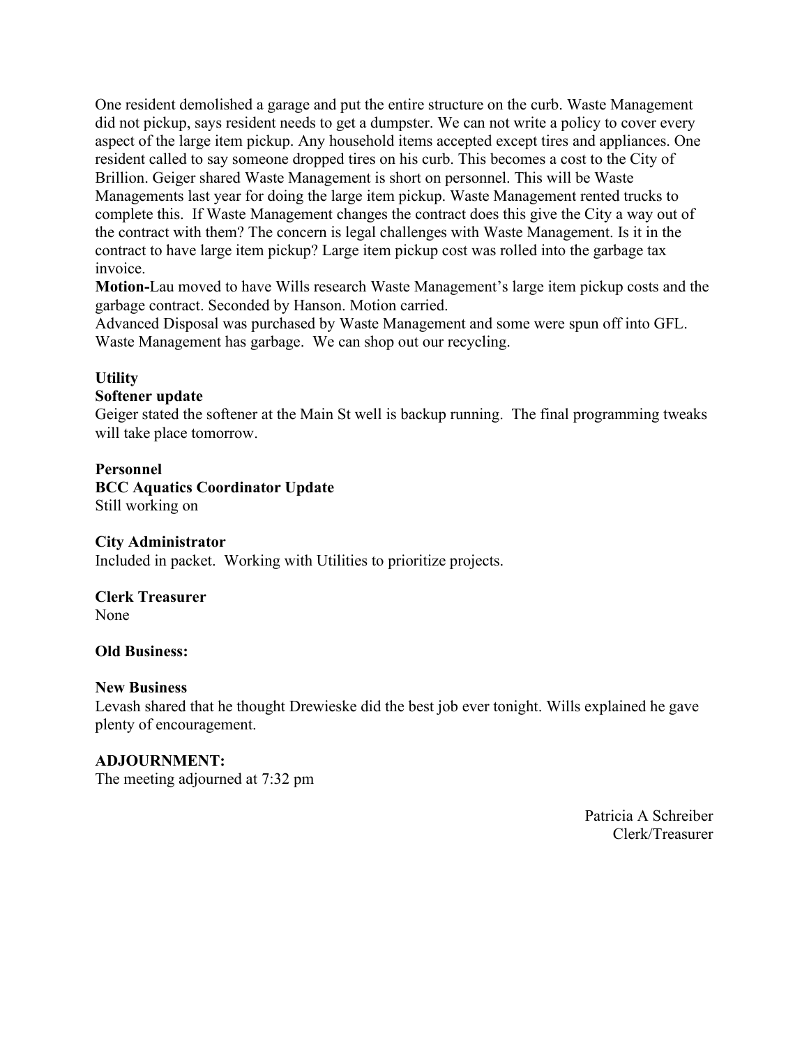One resident demolished a garage and put the entire structure on the curb. Waste Management did not pickup, says resident needs to get a dumpster. We can not write a policy to cover every aspect of the large item pickup. Any household items accepted except tires and appliances. One resident called to say someone dropped tires on his curb. This becomes a cost to the City of Brillion. Geiger shared Waste Management is short on personnel. This will be Waste Managements last year for doing the large item pickup. Waste Management rented trucks to complete this. If Waste Management changes the contract does this give the City a way out of the contract with them? The concern is legal challenges with Waste Management. Is it in the contract to have large item pickup? Large item pickup cost was rolled into the garbage tax invoice.

**Motion-**Lau moved to have Wills research Waste Management's large item pickup costs and the garbage contract. Seconded by Hanson. Motion carried.

Advanced Disposal was purchased by Waste Management and some were spun off into GFL. Waste Management has garbage. We can shop out our recycling.

**Utility**

**Softener update**

Geiger stated the softener at the Main St well is backup running. The final programming tweaks will take place tomorrow.

**Personnel**

**BCC Aquatics Coordinator Update**

Still working on

**City Administrator**

Included in packet. Working with Utilities to prioritize projects.

**Clerk Treasurer**

None

**Old Business:**

**New Business**

Levash shared that he thought Drewieske did the best job ever tonight. Wills explained he gave plenty of encouragement.

**ADJOURNMENT:**

The meeting adjourned at 7:32 pm

Patricia A Schreiber
Clerk/Treasurer